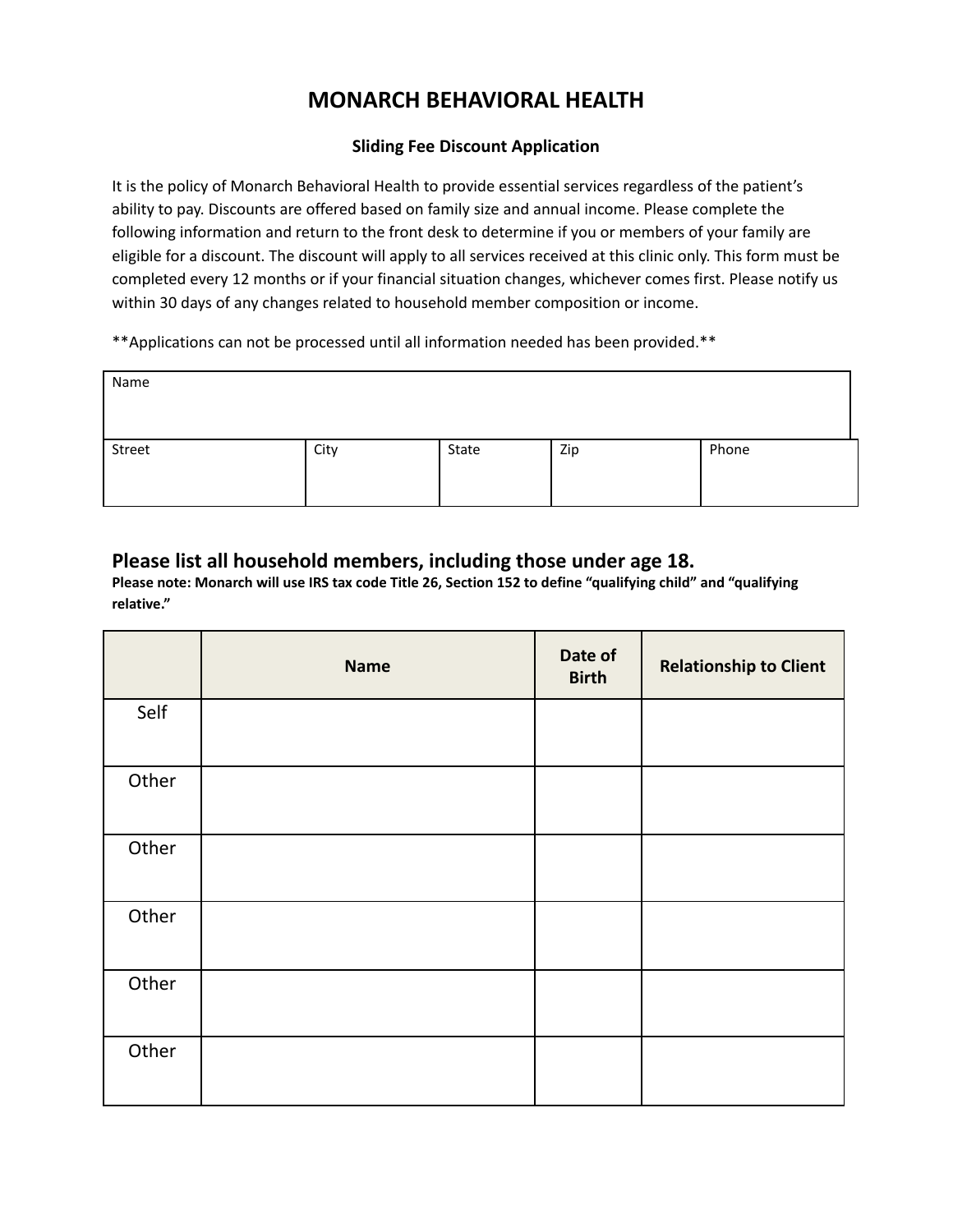# MONARCH BEHAVIORAL HEALTH

**Sliding Fee Discount Application**

It is the policy of Monarch Behavioral Health to provide essential services regardless of the patient's ability to pay. Discounts are offered based on family size and annual income. Please complete the following information and return to the front desk to determine if you or members of your family are eligible for a discount. The discount will apply to all services received at this clinic only. This form must be completed every 12 months or if your financial situation changes, whichever comes first. Please notify us within 30 days of any changes related to household member composition or income.

**Applications can not be processed until all information needed has been provided.**

| Name | | | | |
|---|---|---|---|---|
| Street | City | State | Zip | Phone |
| | | | | |

## Please list all household members, including those under age 18.

**Please note: Monarch will use IRS tax code Title 26, Section 152 to define "qualifying child" and "qualifying relative."**

| | Name | Date of Birth | Relationship to Client |
|---|---|---|---|
| Self | | | |
| Other | | | |
| Other | | | |
| Other | | | |
| Other | | | |
| Other | | | |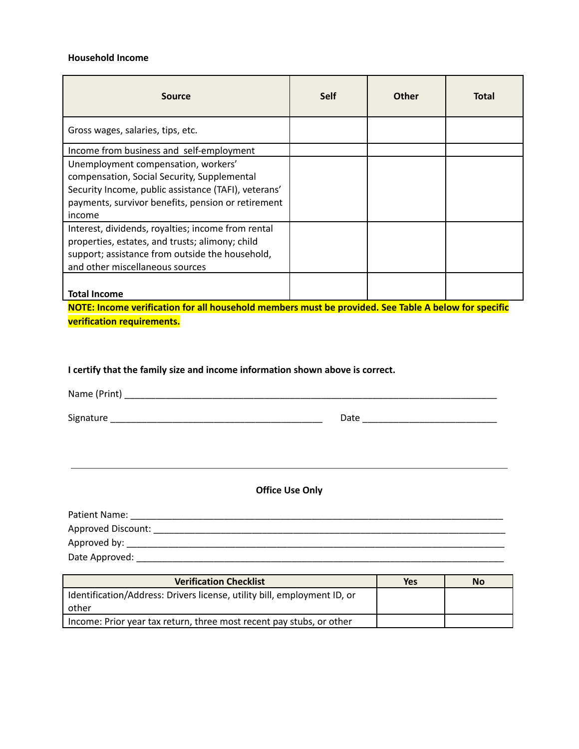**Household Income**

| Source | Self | Other | Total |
| --- | --- | --- | --- |
| Gross wages, salaries, tips, etc. | | | |
| Income from business and self-employment | | | |
| Unemployment compensation, workers' compensation, Social Security, Supplemental Security Income, public assistance (TAFI), veterans' payments, survivor benefits, pension or retirement income | | | |
| Interest, dividends, royalties; income from rental properties, estates, and trusts; alimony; child support; assistance from outside the household, and other miscellaneous sources | | | |
| **Total Income** | | | |

**NOTE: Income verification for all household members must be provided. See Table A below for specific verification requirements.**

**I certify that the family size and income information shown above is correct.**

Name (Print) ___________________________________________________________________________

Signature __________________________________________ Date __________________________

---

**Office Use Only**

Patient Name: ___________________________________________________________________________

Approved Discount: _______________________________________________________________________

Approved by: ____________________________________________________________________________

Date Approved: __________________________________________________________________________

| Verification Checklist | Yes | No |
| --- | --- | --- |
| Identification/Address: Drivers license, utility bill, employment ID, or other | | |
| Income: Prior year tax return, three most recent pay stubs, or other | | |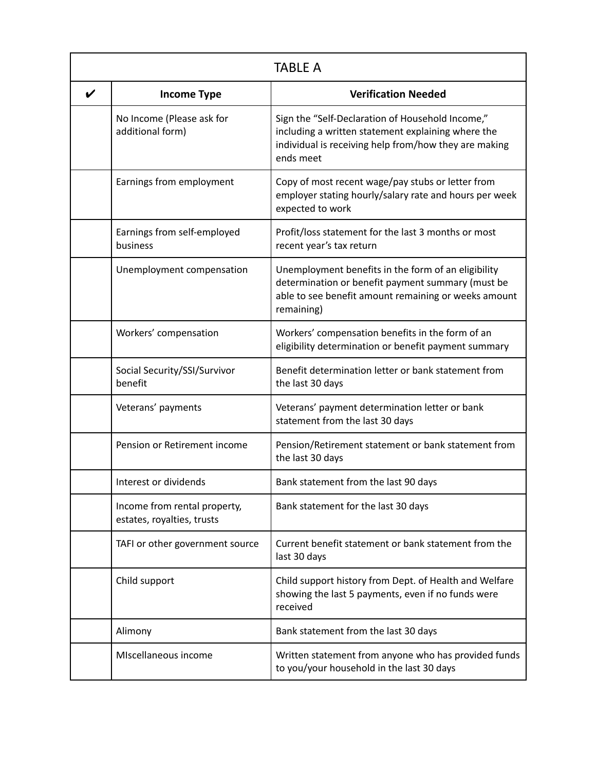| TABLE A | | |
|---|---|---|
| ✔ | **Income Type** | **Verification Needed** |
| | No Income (Please ask for additional form) | Sign the "Self-Declaration of Household Income," including a written statement explaining where the individual is receiving help from/how they are making ends meet |
| | Earnings from employment | Copy of most recent wage/pay stubs or letter from employer stating hourly/salary rate and hours per week expected to work |
| | Earnings from self-employed business | Profit/loss statement for the last 3 months or most recent year's tax return |
| | Unemployment compensation | Unemployment benefits in the form of an eligibility determination or benefit payment summary (must be able to see benefit amount remaining or weeks amount remaining) |
| | Workers' compensation | Workers' compensation benefits in the form of an eligibility determination or benefit payment summary |
| | Social Security/SSI/Survivor benefit | Benefit determination letter or bank statement from the last 30 days |
| | Veterans' payments | Veterans' payment determination letter or bank statement from the last 30 days |
| | Pension or Retirement income | Pension/Retirement statement or bank statement from the last 30 days |
| | Interest or dividends | Bank statement from the last 90 days |
| | Income from rental property, estates, royalties, trusts | Bank statement for the last 30 days |
| | TAFI or other government source | Current benefit statement or bank statement from the last 30 days |
| | Child support | Child support history from Dept. of Health and Welfare showing the last 5 payments, even if no funds were received |
| | Alimony | Bank statement from the last 30 days |
| | MIscellaneous income | Written statement from anyone who has provided funds to you/your household in the last 30 days |